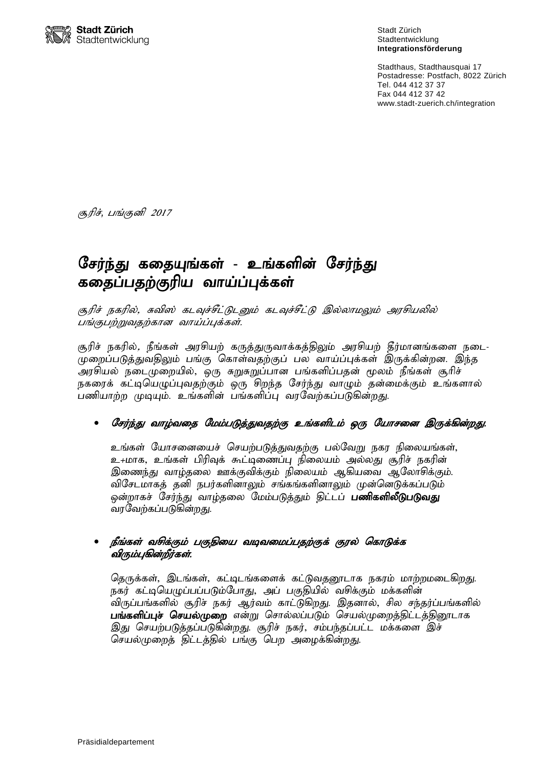Stadt Zürich
Stadtentwicklung
**Integrationsförderung**

Stadthaus, Stadthausquai 17
Postadresse: Postfach, 8022 Zürich
Tel. 044 412 37 37
Fax 044 412 37 42
www.stadt-zuerich.ch/integration

*சூரிச், பங்குனி 2017*

# சேர்ந்து கதையுங்கள் - உங்களின் சேர்ந்து கதைப்பதற்குரிய வாய்ப்புக்கள்

*சூரிச் நகரில், சுவிஸ் கடவுச்சீட்டுடனும் கடவுச்சீட்டு இல்லாமலும் அரசியலில் பங்குபற்றுவதற்கான வாய்ப்புக்கள்.*

சூரிச் நகரில், நீங்கள் அரசியற் கருத்துருவாக்கத்திலும் அரசியற் தீர்மானங்களை நடைமுறைப்படுத்துவதிலும் பங்கு கொள்வதற்குப் பல வாய்ப்புக்கள் இருக்கின்றன. இந்த அரசியல் நடைமுறையில், ஒரு சுறுசுறுப்பான பங்களிப்பதன் மூலம் நீங்கள் சூரிச் நகரைக் கட்டியெழுப்புவதற்கும் ஒரு சிறந்த சேர்ந்து வாழும் தன்மைக்கும் உங்களால் பணியாற்ற முடியும். உங்களின் பங்களிப்பு வரவேற்கப்படுகின்றது.

- ***சேர்ந்து வாழ்வதை மேம்படுத்துவதற்கு உங்களிடம் ஒரு யோசனை இருக்கின்றது.***

  உங்கள் யோசனையைச் செயற்படுத்துவதற்கு பல்வேறு நகர நிலையங்கள், உ+மாக, உங்கள் பிரிவுக் கூட்டிணைப்பு நிலையம் அல்லது சூரிச் நகரின் இணைந்து வாழ்தலை ஊக்குவிக்கும் நிலையம் ஆகியவை ஆலோசிக்கும். விசேடமாகத் தனி நபர்களினாலும் சங்கங்களினாலும் முன்னெடுக்கப்படும் ஒன்றாகச் சேர்ந்து வாழ்தலை மேம்படுத்தும் திட்டப் **பணிகளிலீடுபடுவது** வரவேற்கப்படுகின்றது.

- ***நீங்கள் வசிக்கும் பகுதியை வடிவமைப்பதற்குக் குரல் கொடுக்க விரும்புகின்றீர்கள்.***

  தெருக்கள், இடங்கள், கட்டிடங்களைக் கட்டுவதனூடாக நகரம் மாற்றமடைகிறது. நகர் கட்டியெழுப்பப்படும்போது, அப் பகுதியில் வசிக்கும் மக்களின் விருப்பங்களில் சூரிச் நகர் ஆர்வம் காட்டுகிறது. இதனால், சில சந்தர்ப்பங்களில் **பங்களிப்புச் செயல்முறை** என்று சொல்லப்படும் செயல்முறைத்திட்டத்தினூடாக இது செயற்படுத்தப்படுகின்றது. சூரிச் நகர், சம்பந்தப்பட்ட மக்களை இச் செயல்முறைத் திட்டத்தில் பங்கு பெற அழைக்கின்றது.

Präsidialdepartement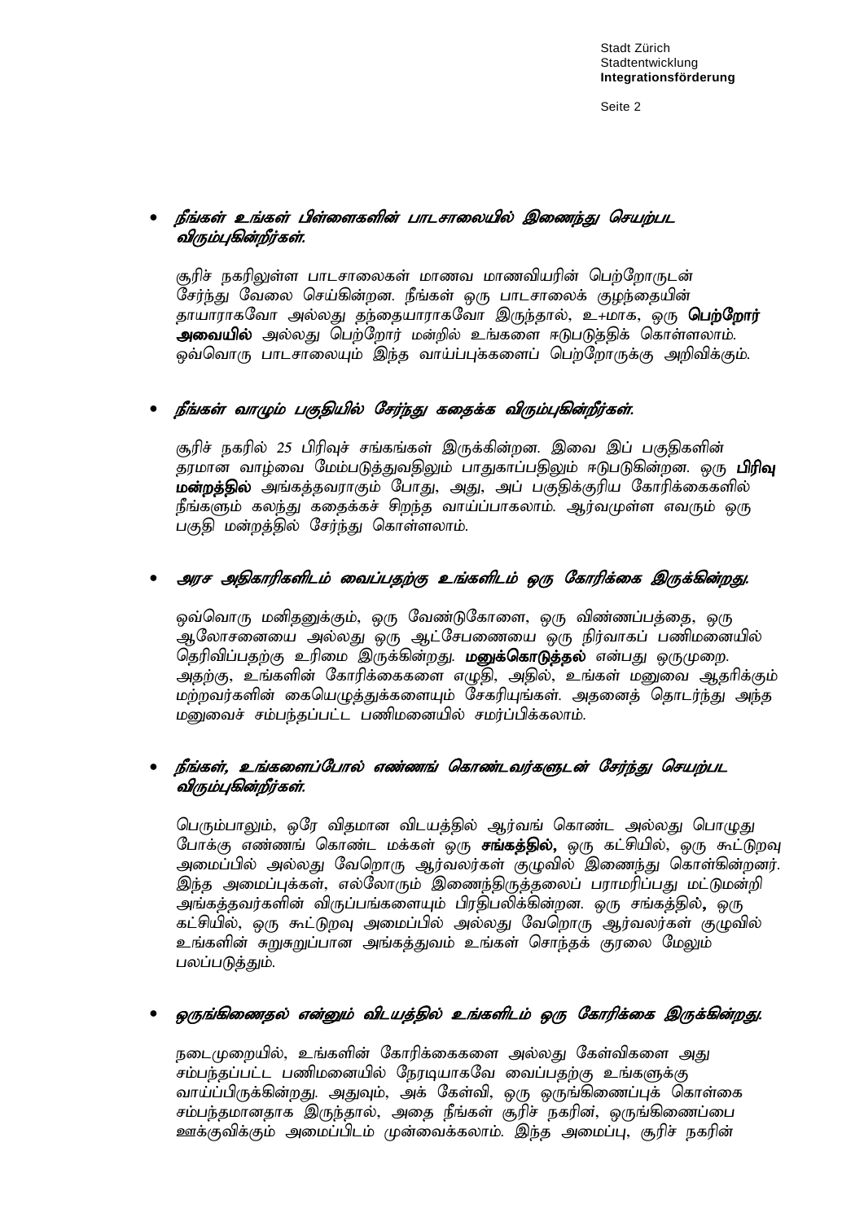- ***நீங்கள் உங்கள் பிள்ளைகளின் பாடசாலையில் இணைந்து செயற்பட விரும்புகின்றீர்கள்.***

  சூரிச் நகரிலுள்ள பாடசாலைகள் மாணவ மாணவியரின் பெற்றோருடன் சேர்ந்து வேலை செய்கின்றன. நீங்கள் ஒரு பாடசாலைக் குழந்தையின் தாயாராகவோ அல்லது தந்தையாராகவோ இருந்தால், உ+மாக, ஒரு **பெற்றோர் அவையில்** அல்லது பெற்றோர் மன்றில் உங்களை ஈடுபடுத்திக் கொள்ளலாம். ஒவ்வொரு பாடசாலையும் இந்த வாய்ப்புக்களைப் பெற்றோருக்கு அறிவிக்கும்.

- ***நீங்கள் வாழும் பகுதியில் சேர்ந்து கதைக்க விரும்புகின்றீர்கள்.***

  சூரிச் நகரில் 25 பிரிவுச் சங்கங்கள் இருக்கின்றன. இவை இப் பகுதிகளின் தரமான வாழ்வை மேம்படுத்துவதிலும் பாதுகாப்பதிலும் ஈடுபடுகின்றன. ஒரு **பிரிவு மன்றத்தில்** அங்கத்தவராகும் போது, அது, அப் பகுதிக்குரிய கோரிக்கைகளில் நீங்களும் கலந்து கதைக்கச் சிறந்த வாய்ப்பாகலாம். ஆர்வமுள்ள எவரும் ஒரு பகுதி மன்றத்தில் சேர்ந்து கொள்ளலாம்.

- ***அரச அதிகாரிகளிடம் வைப்பதற்கு உங்களிடம் ஒரு கோரிக்கை இருக்கின்றது.***

  ஒவ்வொரு மனிதனுக்கும், ஒரு வேண்டுகோளை, ஒரு விண்ணப்பத்தை, ஒரு ஆலோசனையை அல்லது ஒரு ஆட்சேபணையை ஒரு நிர்வாகப் பணிமனையில் தெரிவிப்பதற்கு உரிமை இருக்கின்றது. **மனுக்கொடுத்தல்** என்பது ஒருமுறை. அதற்கு, உங்களின் கோரிக்கைகளை எழுதி, அதில், உங்கள் மனுவை ஆதரிக்கும் மற்றவர்களின் கையெழுத்துக்களையும் சேகரியுங்கள். அதனைத் தொடர்ந்து அந்த மனுவைச் சம்பந்தப்பட்ட பணிமனையில் சமர்ப்பிக்கலாம்.

- ***நீங்கள், உங்களைப்போல் எண்ணங் கொண்டவர்களுடன் சேர்ந்து செயற்பட விரும்புகின்றீர்கள்.***

  பெரும்பாலும், ஒரே விதமான விடயத்தில் ஆர்வங் கொண்ட அல்லது பொழுது போக்கு எண்ணங் கொண்ட மக்கள் ஒரு **சங்கத்தில்,** ஒரு கட்சியில், ஒரு கூட்டுறவு அமைப்பில் அல்லது வேறொரு ஆர்வலர்கள் குழுவில் இணைந்து கொள்கின்றனர். இந்த அமைப்புக்கள், எல்லோரும் இணைந்திருத்தலைப் பராமரிப்பது மட்டுமன்றி அங்கத்தவர்களின் விருப்பங்களையும் பிரதிபலிக்கின்றன. ஒரு சங்கத்தில், ஒரு கட்சியில், ஒரு கூட்டுறவு அமைப்பில் அல்லது வேறொரு ஆர்வலர்கள் குழுவில் உங்களின் சுறுசுறுப்பான அங்கத்துவம் உங்கள் சொந்தக் குரலை மேலும் பலப்படுத்தும்.

- ***ஒருங்கிணைதல் என்னும் விடயத்தில் உங்களிடம் ஒரு கோரிக்கை இருக்கின்றது.***

  நடைமுறையில், உங்களின் கோரிக்கைகளை அல்லது கேள்விகளை அது சம்பந்தப்பட்ட பணிமனையில் நேரடியாகவே வைப்பதற்கு உங்களுக்கு வாய்ப்பிருக்கின்றது. அதுவும், அக் கேள்வி, ஒரு ஒருங்கிணைப்புக் கொள்கை சம்பந்தமானதாக இருந்தால், அதை நீங்கள் சூரிச் நகரின், ஒருங்கிணைப்பை ஊக்குவிக்கும் அமைப்பிடம் முன்வைக்கலாம். இந்த அமைப்பு, சூரிச் நகரின்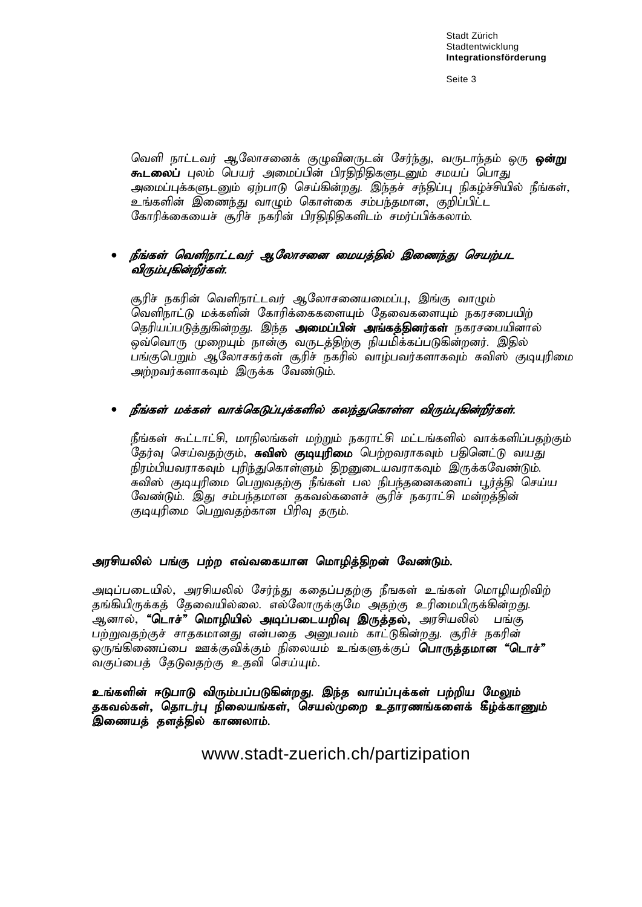வெளி நாட்டவர் ஆலோசனைக் குழுவினருடன் சேர்ந்து, வருடாந்தம் ஒரு **ஒன்று கூடலைப்** புலம் பெயர் அமைப்பின் பிரதிநிதிகளுடனும் சமயப் பொது அமைப்புக்களுடனும் ஏற்பாடு செய்கின்றது. இந்தச் சந்திப்பு நிகழ்ச்சியில் நீங்கள், உங்களின் இணைந்து வாழும் கொள்கை சம்பந்தமான, குறிப்பிட்ட கோரிக்கையைச் சூரிச் நகரின் பிரதிநிதிகளிடம் சமர்ப்பிக்கலாம்.

- ***நீங்கள் வெளிநாட்டவர் ஆலோசனை மையத்தில் இணைந்து செயற்பட விரும்புகின்றீர்கள்.***

  சூரிச் நகரின் வெளிநாட்டவர் ஆலோசனையமைப்பு, இங்கு வாழும் வெளிநாட்டு மக்களின் கோரிக்கைகளையும் தேவைகளையும் நகரசபையிற் தெரியப்படுத்துகின்றது. இந்த **அமைப்பின் அங்கத்தினர்கள்** நகரசபையினால் ஒவ்வொரு முறையும் நான்கு வருடத்திற்கு நியமிக்கப்படுகின்றனர். இதில் பங்குபெறும் ஆலோசகர்கள் சூரிச் நகரில் வாழ்பவர்களாகவும் சுவிஸ் குடியுரிமை அற்றவர்களாகவும் இருக்க வேண்டும்.

- ***நீங்கள் மக்கள் வாக்கெடுப்புக்களில் கலந்துகொள்ள விரும்புகின்றீர்கள்.***

  நீங்கள் கூட்டாட்சி, மாநிலங்கள் மற்றும் நகராட்சி மட்டங்களில் வாக்களிப்பதற்கும் தேர்வு செய்வதற்கும், **சுவிஸ் குடியுரிமை** பெற்றவராகவும் பதினெட்டு வயது நிரம்பியவராகவும் புரிந்துகொள்ளும் திறனுடையவராகவும் இருக்கவேண்டும். சுவிஸ் குடியுரிமை பெறுவதற்கு நீங்கள் பல நிபந்தனைகளைப் பூர்த்தி செய்ய வேண்டும். இது சம்பந்தமான தகவல்களைச் சூரிச் நகராட்சி மன்றத்தின் குடியுரிமை பெறுவதற்கான பிரிவு தரும்.

**அரசியலில் பங்கு பற்ற எவ்வகையான மொழித்திறன் வேண்டும்.**

அடிப்படையில், அரசியலில் சேர்ந்து கதைப்பதற்கு நீங்கள் உங்கள் மொழியறிவிற் தங்கியிருக்கத் தேவையில்லை. எல்லோருக்குமே அதற்கு உரிமையிருக்கின்றது. ஆனால், **"டொச்" மொழியில் அடிப்படையறிவு இருத்தல்,** அரசியலில் பங்கு பற்றுவதற்குச் சாதகமானது என்பதை அனுபவம் காட்டுகின்றது. சூரிச் நகரின் ஒருங்கிணைப்பை ஊக்குவிக்கும் நிலையம் உங்களுக்குப் **பொருத்தமான "டொச்"** வகுப்பைத் தேடுவதற்கு உதவி செய்யும்.

**உங்களின் ஈடுபாடு விரும்பப்படுகின்றது. இந்த வாய்ப்புக்கள் பற்றிய மேலும் தகவல்கள், தொடர்பு நிலையங்கள், செயல்முறை உதாரணங்களைக் கீழ்க்காணும் இணையத் தளத்தில் காணலாம்.**

www.stadt-zuerich.ch/partizipation